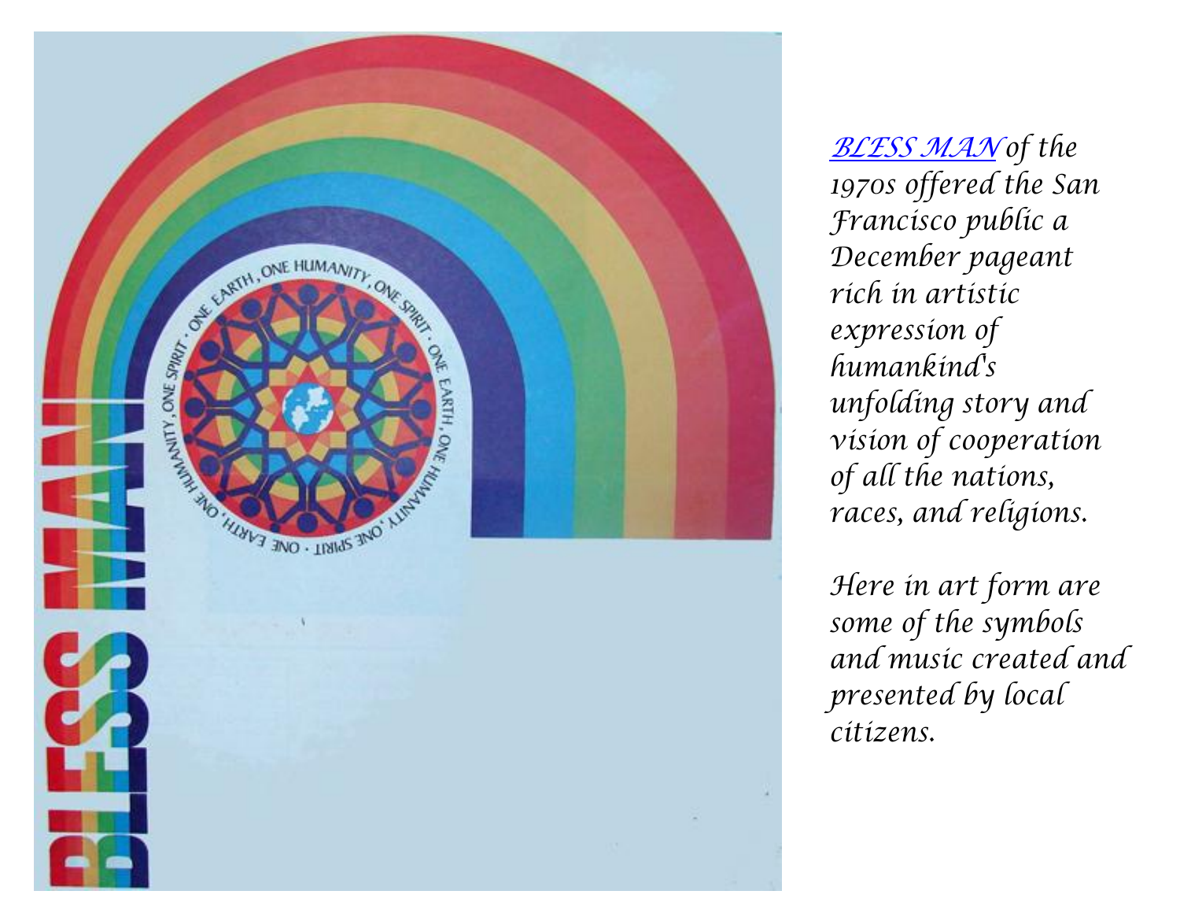*BLESS MAN of the 1970s offered the San Francisco public a December pageant rich in artistic expression of humankind's unfolding story and vision of cooperation of all the nations, races, and religions.*

*Here in art form are some of the symbols and music created and presented by local citizens.*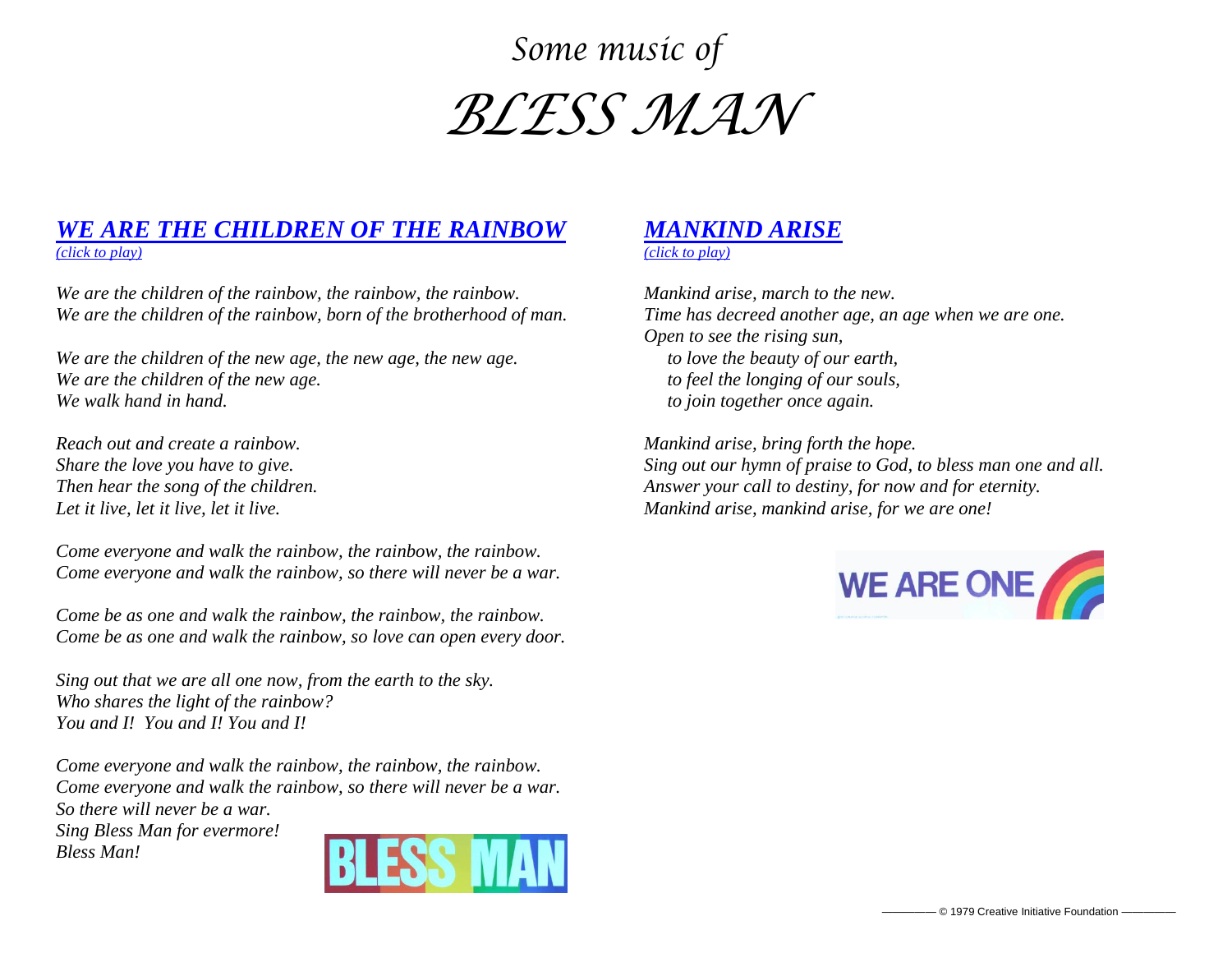# *Some music of*

# *BLESS MAN*

## *WE ARE THE CHILDREN OF THE RAINBOW*

*(click to play)*

*We are the children of the rainbow, the rainbow, the rainbow.*
*We are the children of the rainbow, born of the brotherhood of man.*

*We are the children of the new age, the new age, the new age.*
*We are the children of the new age.*
*We walk hand in hand.*

*Reach out and create a rainbow.*
*Share the love you have to give.*
*Then hear the song of the children.*
*Let it live, let it live, let it live.*

*Come everyone and walk the rainbow, the rainbow, the rainbow.*
*Come everyone and walk the rainbow, so there will never be a war.*

*Come be as one and walk the rainbow, the rainbow, the rainbow.*
*Come be as one and walk the rainbow, so love can open every door.*

*Sing out that we are all one now, from the earth to the sky.*
*Who shares the light of the rainbow?*
*You and I! You and I! You and I!*

*Come everyone and walk the rainbow, the rainbow, the rainbow.*
*Come everyone and walk the rainbow, so there will never be a war.*
*So there will never be a war.*
*Sing Bless Man for evermore!*
*Bless Man!*

BLESS MAN

## *MANKIND ARISE*

*(click to play)*

*Mankind arise, march to the new.*
*Time has decreed another age, an age when we are one.*
*Open to see the rising sun,*
*to love the beauty of our earth,*
*to feel the longing of our souls,*
*to join together once again.*

*Mankind arise, bring forth the hope.*
*Sing out our hymn of praise to God, to bless man one and all.*
*Answer your call to destiny, for now and for eternity.*
*Mankind arise, mankind arise, for we are one!*

WE ARE ONE

© 1979 Creative Initiative Foundation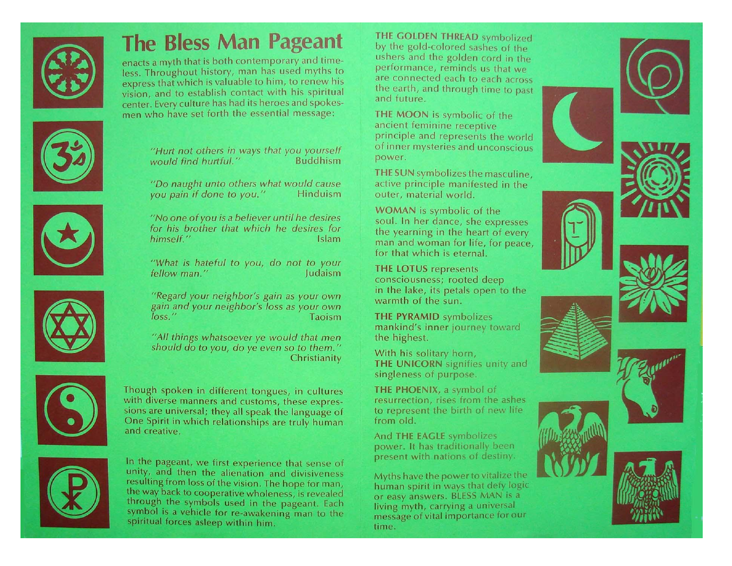# The Bless Man Pageant

enacts a myth that is both contemporary and timeless. Throughout history, man has used myths to express that which is valuable to him, to renew his vision, and to establish contact with his spiritual center. Every culture has had its heroes and spokesmen who have set forth the essential message:

> *"Hurt not others in ways that you yourself would find hurtful."* — Buddhism
>
> *"Do naught unto others what would cause you pain if done to you."* — Hinduism
>
> *"No one of you is a believer until he desires for his brother that which he desires for himself."* — Islam
>
> *"What is hateful to you, do not to your fellow man."* — Judaism
>
> *"Regard your neighbor's gain as your own gain and your neighbor's loss as your own loss."* — Taoism
>
> *"All things whatsoever ye would that men should do to you, do ye even so to them."* — Christianity

Though spoken in different tongues, in cultures with diverse manners and customs, these expressions are universal; they all speak the language of One Spirit in which relationships are truly human and creative.

In the pageant, we first experience that sense of unity, and then the alienation and divisiveness resulting from loss of the vision. The hope for man, the way back to cooperative wholeness, is revealed through the symbols used in the pageant. Each symbol is a vehicle for re-awakening man to the spiritual forces asleep within him.

**THE GOLDEN THREAD** symbolized by the gold-colored sashes of the ushers and the golden cord in the performance, reminds us that we are connected each to each across the earth, and through time to past and future.

**THE MOON** is symbolic of the ancient feminine receptive principle and represents the world of inner mysteries and unconscious power.

**THE SUN** symbolizes the masculine, active principle manifested in the outer, material world.

**WOMAN** is symbolic of the soul. In her dance, she expresses the yearning in the heart of every man and woman for life, for peace, for that which is eternal.

**THE LOTUS** represents consciousness; rooted deep in the lake, its petals open to the warmth of the sun.

**THE PYRAMID** symbolizes mankind's inner journey toward the highest.

With his solitary horn, **THE UNICORN** signifies unity and singleness of purpose.

**THE PHOENIX**, a symbol of resurrection, rises from the ashes to represent the birth of new life from old.

And **THE EAGLE** symbolizes power. It has traditionally been present with nations of destiny.

Myths have the power to vitalize the human spirit in ways that defy logic or easy answers. BLESS MAN is a living myth, carrying a universal message of vital importance for our time.